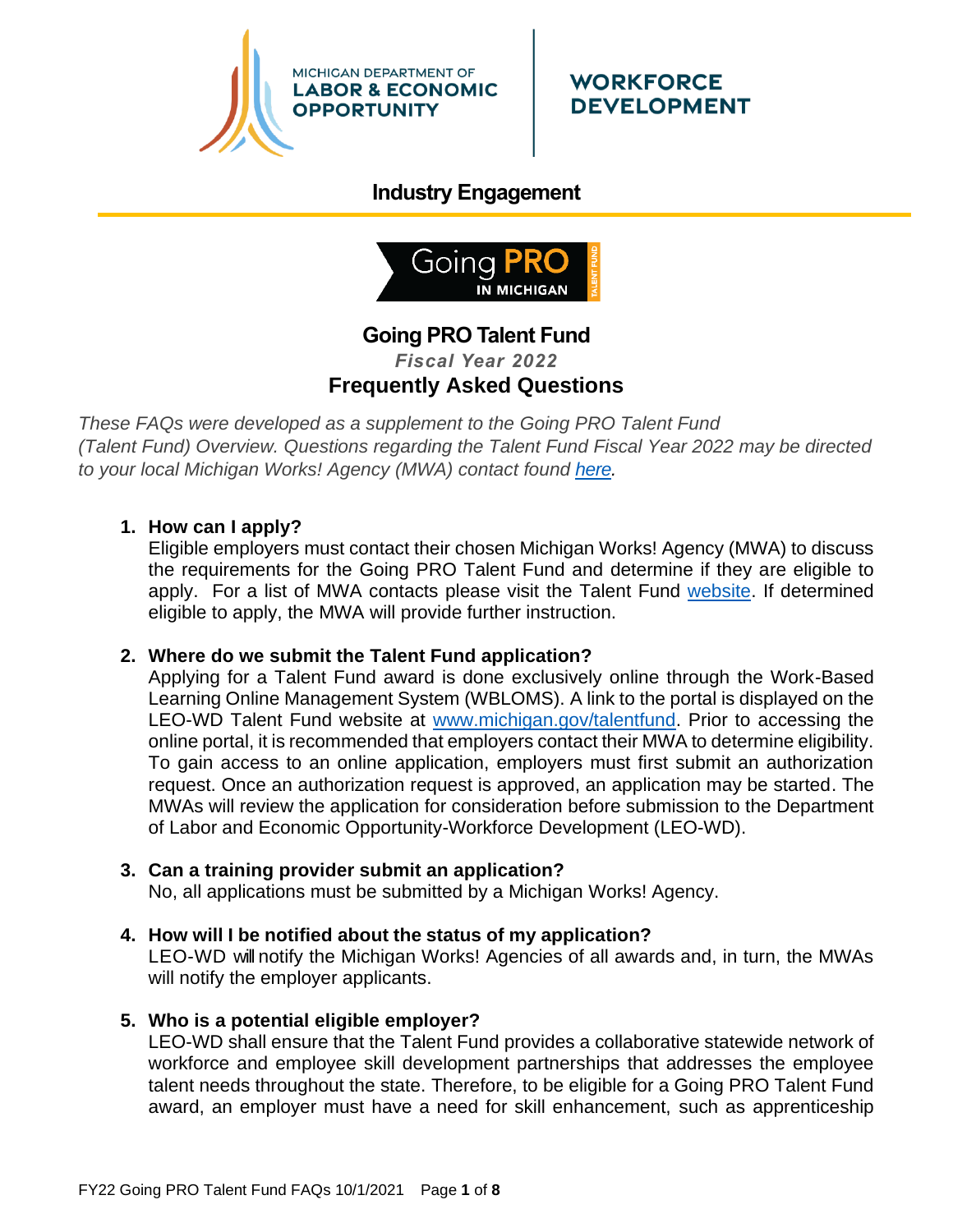MICHIGAN DEPARTMENT OF
**LABOR & ECONOMIC OPPORTUNITY**

**WORKFORCE DEVELOPMENT**

## Industry Engagement

# Going PRO Talent Fund

***Fiscal Year 2022***

## Frequently Asked Questions

*These FAQs were developed as a supplement to the Going PRO Talent Fund (Talent Fund) Overview. Questions regarding the Talent Fund Fiscal Year 2022 may be directed to your local Michigan Works! Agency (MWA) contact found [here](#).*

1. **How can I apply?**
   Eligible employers must contact their chosen Michigan Works! Agency (MWA) to discuss the requirements for the Going PRO Talent Fund and determine if they are eligible to apply. For a list of MWA contacts please visit the Talent Fund [website](#). If determined eligible to apply, the MWA will provide further instruction.

2. **Where do we submit the Talent Fund application?**
   Applying for a Talent Fund award is done exclusively online through the Work-Based Learning Online Management System (WBLOMS). A link to the portal is displayed on the LEO-WD Talent Fund website at [www.michigan.gov/talentfund](http://www.michigan.gov/talentfund). Prior to accessing the online portal, it is recommended that employers contact their MWA to determine eligibility. To gain access to an online application, employers must first submit an authorization request. Once an authorization request is approved, an application may be started. The MWAs will review the application for consideration before submission to the Department of Labor and Economic Opportunity-Workforce Development (LEO-WD).

3. **Can a training provider submit an application?**
   No, all applications must be submitted by a Michigan Works! Agency.

4. **How will I be notified about the status of my application?**
   LEO-WD will notify the Michigan Works! Agencies of all awards and, in turn, the MWAs will notify the employer applicants.

5. **Who is a potential eligible employer?**
   LEO-WD shall ensure that the Talent Fund provides a collaborative statewide network of workforce and employee skill development partnerships that addresses the employee talent needs throughout the state. Therefore, to be eligible for a Going PRO Talent Fund award, an employer must have a need for skill enhancement, such as apprenticeship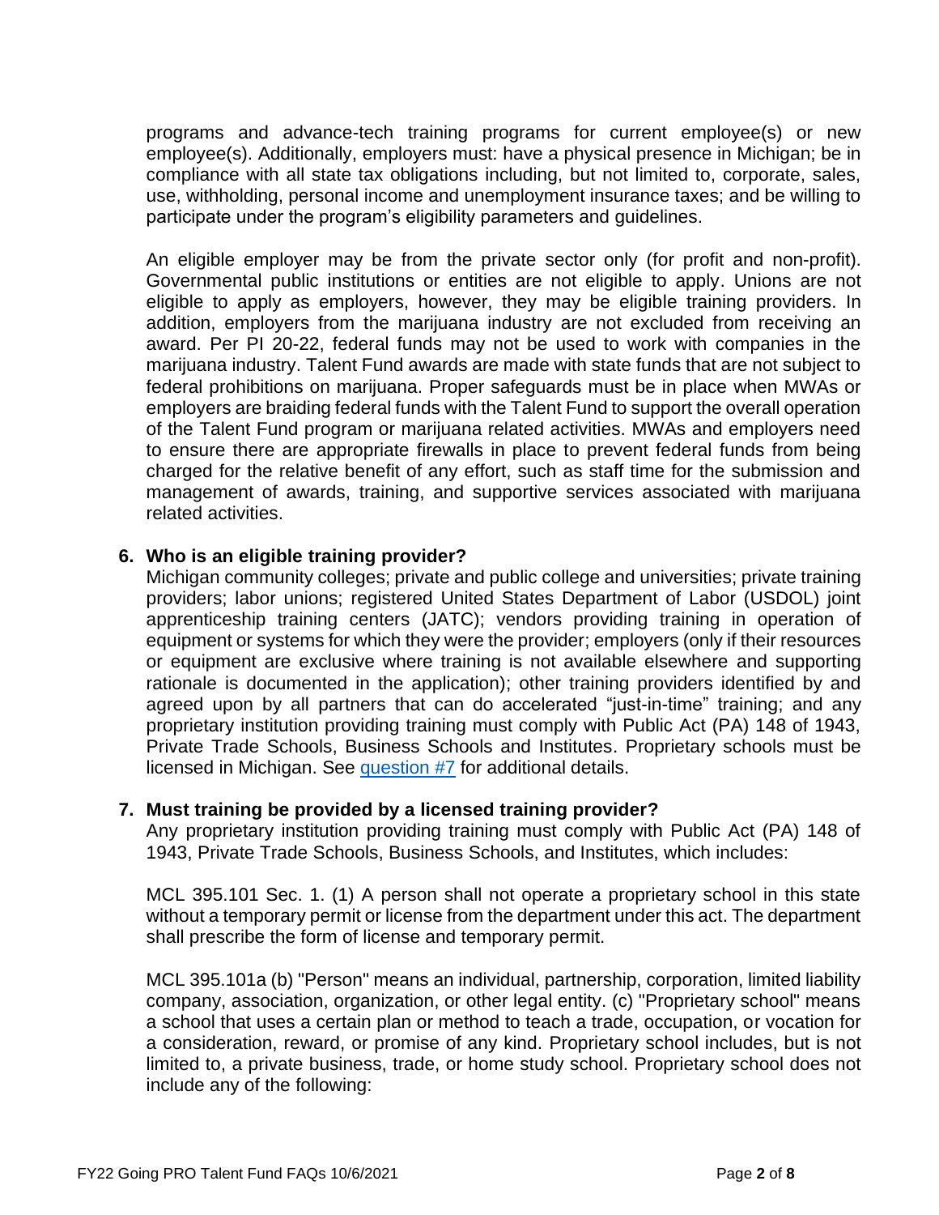programs and advance-tech training programs for current employee(s) or new employee(s). Additionally, employers must: have a physical presence in Michigan; be in compliance with all state tax obligations including, but not limited to, corporate, sales, use, withholding, personal income and unemployment insurance taxes; and be willing to participate under the program's eligibility parameters and guidelines.

An eligible employer may be from the private sector only (for profit and non-profit). Governmental public institutions or entities are not eligible to apply. Unions are not eligible to apply as employers, however, they may be eligible training providers. In addition, employers from the marijuana industry are not excluded from receiving an award. Per PI 20-22, federal funds may not be used to work with companies in the marijuana industry. Talent Fund awards are made with state funds that are not subject to federal prohibitions on marijuana. Proper safeguards must be in place when MWAs or employers are braiding federal funds with the Talent Fund to support the overall operation of the Talent Fund program or marijuana related activities. MWAs and employers need to ensure there are appropriate firewalls in place to prevent federal funds from being charged for the relative benefit of any effort, such as staff time for the submission and management of awards, training, and supportive services associated with marijuana related activities.

**6. Who is an eligible training provider?**

Michigan community colleges; private and public college and universities; private training providers; labor unions; registered United States Department of Labor (USDOL) joint apprenticeship training centers (JATC); vendors providing training in operation of equipment or systems for which they were the provider; employers (only if their resources or equipment are exclusive where training is not available elsewhere and supporting rationale is documented in the application); other training providers identified by and agreed upon by all partners that can do accelerated "just-in-time" training; and any proprietary institution providing training must comply with Public Act (PA) 148 of 1943, Private Trade Schools, Business Schools and Institutes. Proprietary schools must be licensed in Michigan. See [question #7](#) for additional details.

**7. Must training be provided by a licensed training provider?**

Any proprietary institution providing training must comply with Public Act (PA) 148 of 1943, Private Trade Schools, Business Schools, and Institutes, which includes:

MCL 395.101 Sec. 1. (1) A person shall not operate a proprietary school in this state without a temporary permit or license from the department under this act. The department shall prescribe the form of license and temporary permit.

MCL 395.101a (b) "Person" means an individual, partnership, corporation, limited liability company, association, organization, or other legal entity. (c) "Proprietary school" means a school that uses a certain plan or method to teach a trade, occupation, or vocation for a consideration, reward, or promise of any kind. Proprietary school includes, but is not limited to, a private business, trade, or home study school. Proprietary school does not include any of the following: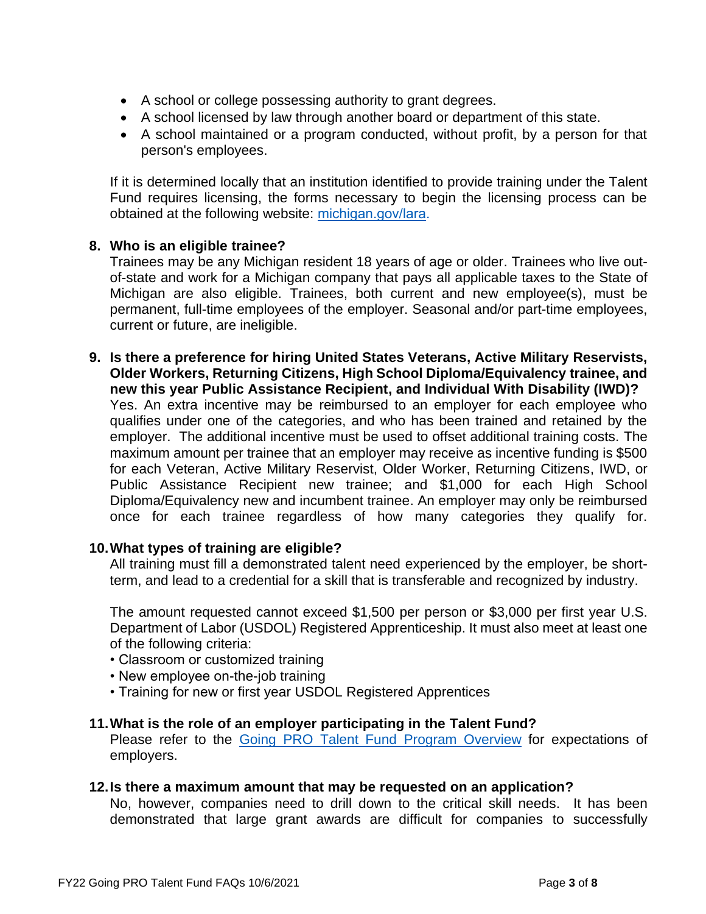- A school or college possessing authority to grant degrees.
- A school licensed by law through another board or department of this state.
- A school maintained or a program conducted, without profit, by a person for that person's employees.

If it is determined locally that an institution identified to provide training under the Talent Fund requires licensing, the forms necessary to begin the licensing process can be obtained at the following website: [michigan.gov/lara](michigan.gov/lara).

**8. Who is an eligible trainee?**

Trainees may be any Michigan resident 18 years of age or older. Trainees who live out-of-state and work for a Michigan company that pays all applicable taxes to the State of Michigan are also eligible. Trainees, both current and new employee(s), must be permanent, full-time employees of the employer. Seasonal and/or part-time employees, current or future, are ineligible.

**9. Is there a preference for hiring United States Veterans, Active Military Reservists, Older Workers, Returning Citizens, High School Diploma/Equivalency trainee, and new this year Public Assistance Recipient, and Individual With Disability (IWD)?**

Yes. An extra incentive may be reimbursed to an employer for each employee who qualifies under one of the categories, and who has been trained and retained by the employer. The additional incentive must be used to offset additional training costs. The maximum amount per trainee that an employer may receive as incentive funding is $500 for each Veteran, Active Military Reservist, Older Worker, Returning Citizens, IWD, or Public Assistance Recipient new trainee; and $1,000 for each High School Diploma/Equivalency new and incumbent trainee. An employer may only be reimbursed once for each trainee regardless of how many categories they qualify for.

**10. What types of training are eligible?**

All training must fill a demonstrated talent need experienced by the employer, be short-term, and lead to a credential for a skill that is transferable and recognized by industry.

The amount requested cannot exceed $1,500 per person or $3,000 per first year U.S. Department of Labor (USDOL) Registered Apprenticeship. It must also meet at least one of the following criteria:

- Classroom or customized training
- New employee on-the-job training
- Training for new or first year USDOL Registered Apprentices

**11. What is the role of an employer participating in the Talent Fund?**

Please refer to the Going PRO Talent Fund Program Overview for expectations of employers.

**12. Is there a maximum amount that may be requested on an application?**

No, however, companies need to drill down to the critical skill needs. It has been demonstrated that large grant awards are difficult for companies to successfully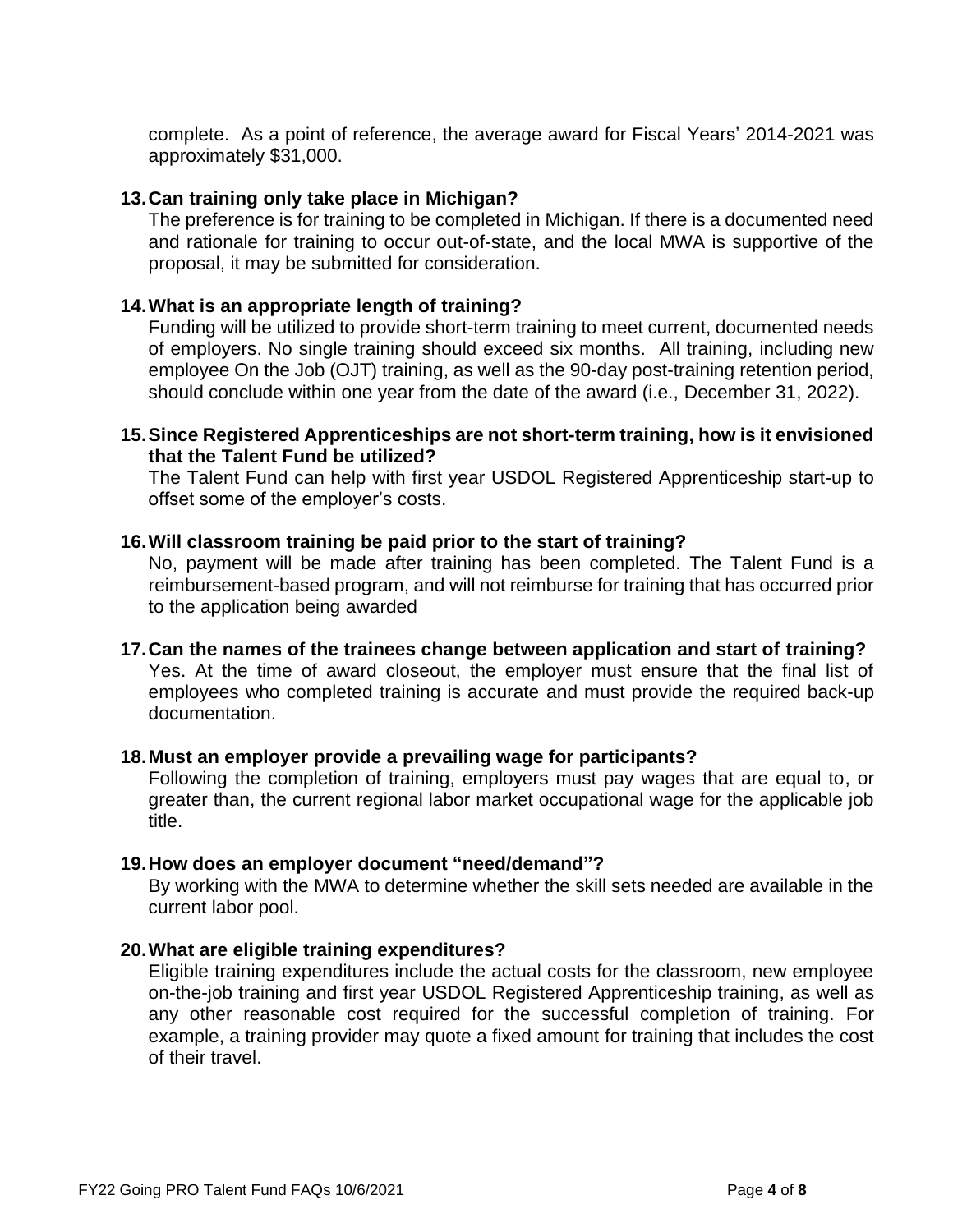complete. As a point of reference, the average award for Fiscal Years' 2014-2021 was approximately $31,000.

**13. Can training only take place in Michigan?**

The preference is for training to be completed in Michigan. If there is a documented need and rationale for training to occur out-of-state, and the local MWA is supportive of the proposal, it may be submitted for consideration.

**14. What is an appropriate length of training?**

Funding will be utilized to provide short-term training to meet current, documented needs of employers. No single training should exceed six months. All training, including new employee On the Job (OJT) training, as well as the 90-day post-training retention period, should conclude within one year from the date of the award (i.e., December 31, 2022).

**15. Since Registered Apprenticeships are not short-term training, how is it envisioned that the Talent Fund be utilized?**

The Talent Fund can help with first year USDOL Registered Apprenticeship start-up to offset some of the employer's costs.

**16. Will classroom training be paid prior to the start of training?**

No, payment will be made after training has been completed. The Talent Fund is a reimbursement-based program, and will not reimburse for training that has occurred prior to the application being awarded

**17. Can the names of the trainees change between application and start of training?**

Yes. At the time of award closeout, the employer must ensure that the final list of employees who completed training is accurate and must provide the required back-up documentation.

**18. Must an employer provide a prevailing wage for participants?**

Following the completion of training, employers must pay wages that are equal to, or greater than, the current regional labor market occupational wage for the applicable job title.

**19. How does an employer document "need/demand"?**

By working with the MWA to determine whether the skill sets needed are available in the current labor pool.

**20. What are eligible training expenditures?**

Eligible training expenditures include the actual costs for the classroom, new employee on-the-job training and first year USDOL Registered Apprenticeship training, as well as any other reasonable cost required for the successful completion of training. For example, a training provider may quote a fixed amount for training that includes the cost of their travel.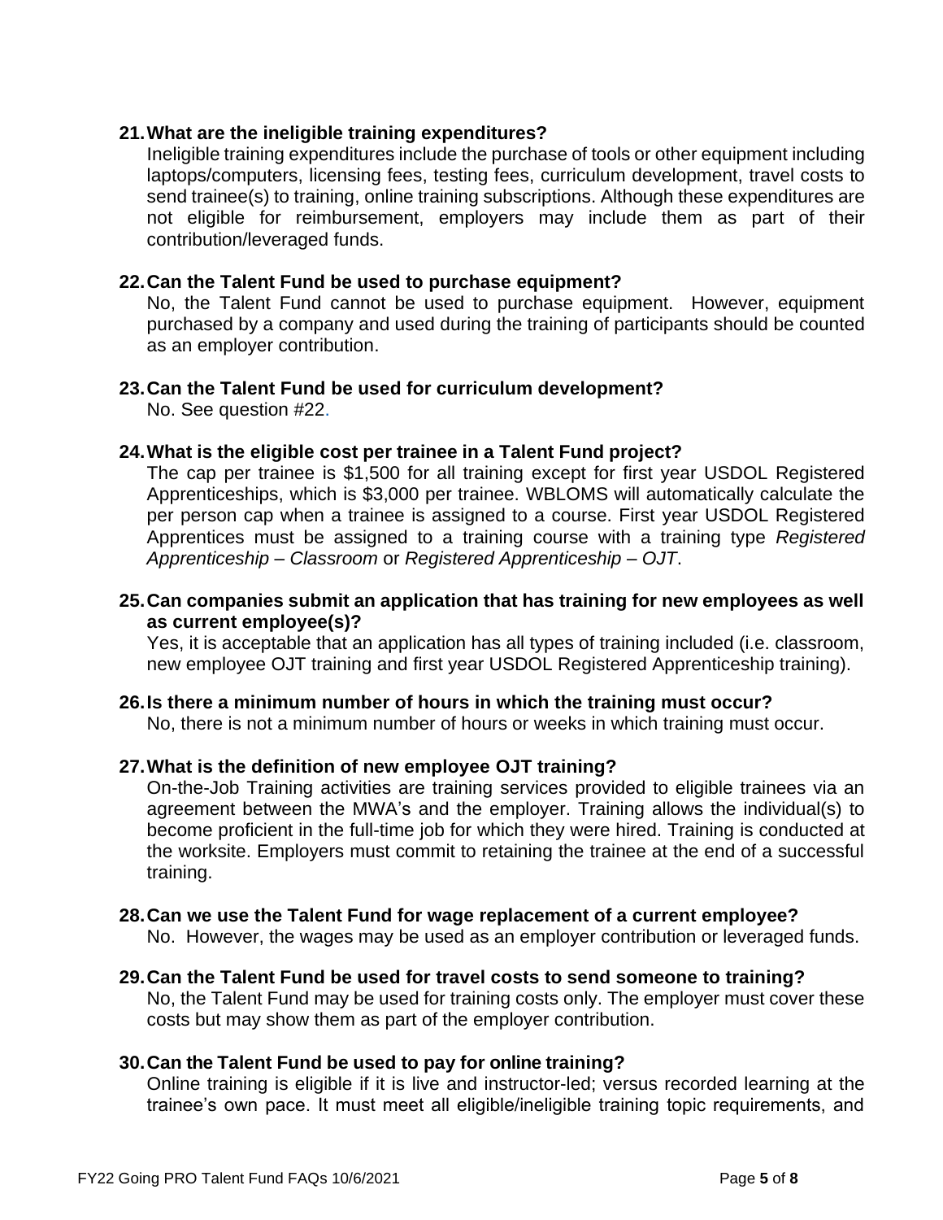**21. What are the ineligible training expenditures?**

Ineligible training expenditures include the purchase of tools or other equipment including laptops/computers, licensing fees, testing fees, curriculum development, travel costs to send trainee(s) to training, online training subscriptions. Although these expenditures are not eligible for reimbursement, employers may include them as part of their contribution/leveraged funds.

**22. Can the Talent Fund be used to purchase equipment?**

No, the Talent Fund cannot be used to purchase equipment. However, equipment purchased by a company and used during the training of participants should be counted as an employer contribution.

**23. Can the Talent Fund be used for curriculum development?**

No. See question #22.

**24. What is the eligible cost per trainee in a Talent Fund project?**

The cap per trainee is $1,500 for all training except for first year USDOL Registered Apprenticeships, which is $3,000 per trainee. WBLOMS will automatically calculate the per person cap when a trainee is assigned to a course. First year USDOL Registered Apprentices must be assigned to a training course with a training type *Registered Apprenticeship – Classroom* or *Registered Apprenticeship – OJT*.

**25. Can companies submit an application that has training for new employees as well as current employee(s)?**

Yes, it is acceptable that an application has all types of training included (i.e. classroom, new employee OJT training and first year USDOL Registered Apprenticeship training).

**26. Is there a minimum number of hours in which the training must occur?**

No, there is not a minimum number of hours or weeks in which training must occur.

**27. What is the definition of new employee OJT training?**

On-the-Job Training activities are training services provided to eligible trainees via an agreement between the MWA's and the employer. Training allows the individual(s) to become proficient in the full-time job for which they were hired. Training is conducted at the worksite. Employers must commit to retaining the trainee at the end of a successful training.

**28. Can we use the Talent Fund for wage replacement of a current employee?**

No. However, the wages may be used as an employer contribution or leveraged funds.

**29. Can the Talent Fund be used for travel costs to send someone to training?**

No, the Talent Fund may be used for training costs only. The employer must cover these costs but may show them as part of the employer contribution.

**30. Can the Talent Fund be used to pay for online training?**

Online training is eligible if it is live and instructor-led; versus recorded learning at the trainee's own pace. It must meet all eligible/ineligible training topic requirements, and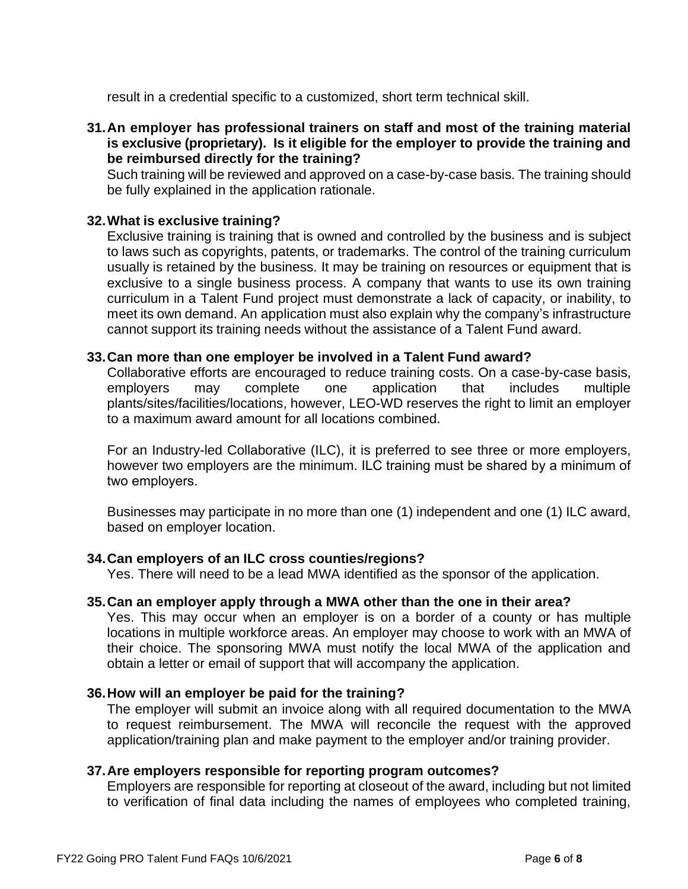result in a credential specific to a customized, short term technical skill.

**31. An employer has professional trainers on staff and most of the training material is exclusive (proprietary). Is it eligible for the employer to provide the training and be reimbursed directly for the training?**

Such training will be reviewed and approved on a case-by-case basis. The training should be fully explained in the application rationale.

**32. What is exclusive training?**

Exclusive training is training that is owned and controlled by the business and is subject to laws such as copyrights, patents, or trademarks. The control of the training curriculum usually is retained by the business. It may be training on resources or equipment that is exclusive to a single business process. A company that wants to use its own training curriculum in a Talent Fund project must demonstrate a lack of capacity, or inability, to meet its own demand. An application must also explain why the company's infrastructure cannot support its training needs without the assistance of a Talent Fund award.

**33. Can more than one employer be involved in a Talent Fund award?**

Collaborative efforts are encouraged to reduce training costs. On a case-by-case basis, employers may complete one application that includes multiple plants/sites/facilities/locations, however, LEO-WD reserves the right to limit an employer to a maximum award amount for all locations combined.

For an Industry-led Collaborative (ILC), it is preferred to see three or more employers, however two employers are the minimum. ILC training must be shared by a minimum of two employers.

Businesses may participate in no more than one (1) independent and one (1) ILC award, based on employer location.

**34. Can employers of an ILC cross counties/regions?**

Yes. There will need to be a lead MWA identified as the sponsor of the application.

**35. Can an employer apply through a MWA other than the one in their area?**

Yes. This may occur when an employer is on a border of a county or has multiple locations in multiple workforce areas. An employer may choose to work with an MWA of their choice. The sponsoring MWA must notify the local MWA of the application and obtain a letter or email of support that will accompany the application.

**36. How will an employer be paid for the training?**

The employer will submit an invoice along with all required documentation to the MWA to request reimbursement. The MWA will reconcile the request with the approved application/training plan and make payment to the employer and/or training provider.

**37. Are employers responsible for reporting program outcomes?**

Employers are responsible for reporting at closeout of the award, including but not limited to verification of final data including the names of employees who completed training,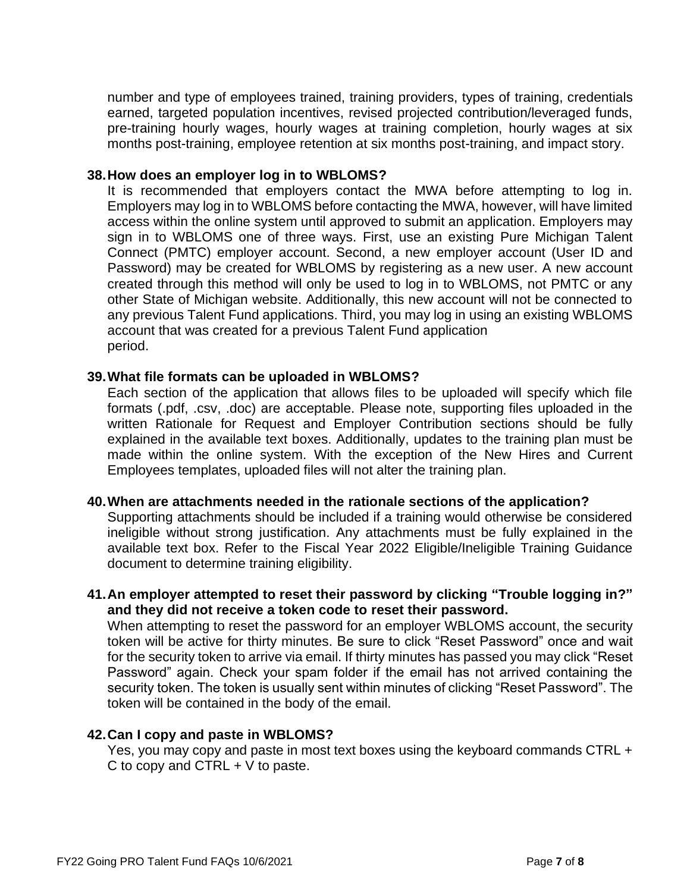number and type of employees trained, training providers, types of training, credentials earned, targeted population incentives, revised projected contribution/leveraged funds, pre-training hourly wages, hourly wages at training completion, hourly wages at six months post-training, employee retention at six months post-training, and impact story.

**38. How does an employer log in to WBLOMS?**

It is recommended that employers contact the MWA before attempting to log in. Employers may log in to WBLOMS before contacting the MWA, however, will have limited access within the online system until approved to submit an application. Employers may sign in to WBLOMS one of three ways. First, use an existing Pure Michigan Talent Connect (PMTC) employer account. Second, a new employer account (User ID and Password) may be created for WBLOMS by registering as a new user. A new account created through this method will only be used to log in to WBLOMS, not PMTC or any other State of Michigan website. Additionally, this new account will not be connected to any previous Talent Fund applications. Third, you may log in using an existing WBLOMS account that was created for a previous Talent Fund application period.

**39. What file formats can be uploaded in WBLOMS?**

Each section of the application that allows files to be uploaded will specify which file formats (.pdf, .csv, .doc) are acceptable. Please note, supporting files uploaded in the written Rationale for Request and Employer Contribution sections should be fully explained in the available text boxes. Additionally, updates to the training plan must be made within the online system. With the exception of the New Hires and Current Employees templates, uploaded files will not alter the training plan.

**40. When are attachments needed in the rationale sections of the application?**

Supporting attachments should be included if a training would otherwise be considered ineligible without strong justification. Any attachments must be fully explained in the available text box. Refer to the Fiscal Year 2022 Eligible/Ineligible Training Guidance document to determine training eligibility.

**41. An employer attempted to reset their password by clicking "Trouble logging in?" and they did not receive a token code to reset their password.**

When attempting to reset the password for an employer WBLOMS account, the security token will be active for thirty minutes. Be sure to click "Reset Password" once and wait for the security token to arrive via email. If thirty minutes has passed you may click "Reset Password" again. Check your spam folder if the email has not arrived containing the security token. The token is usually sent within minutes of clicking "Reset Password". The token will be contained in the body of the email.

**42. Can I copy and paste in WBLOMS?**

Yes, you may copy and paste in most text boxes using the keyboard commands CTRL + C to copy and CTRL + V to paste.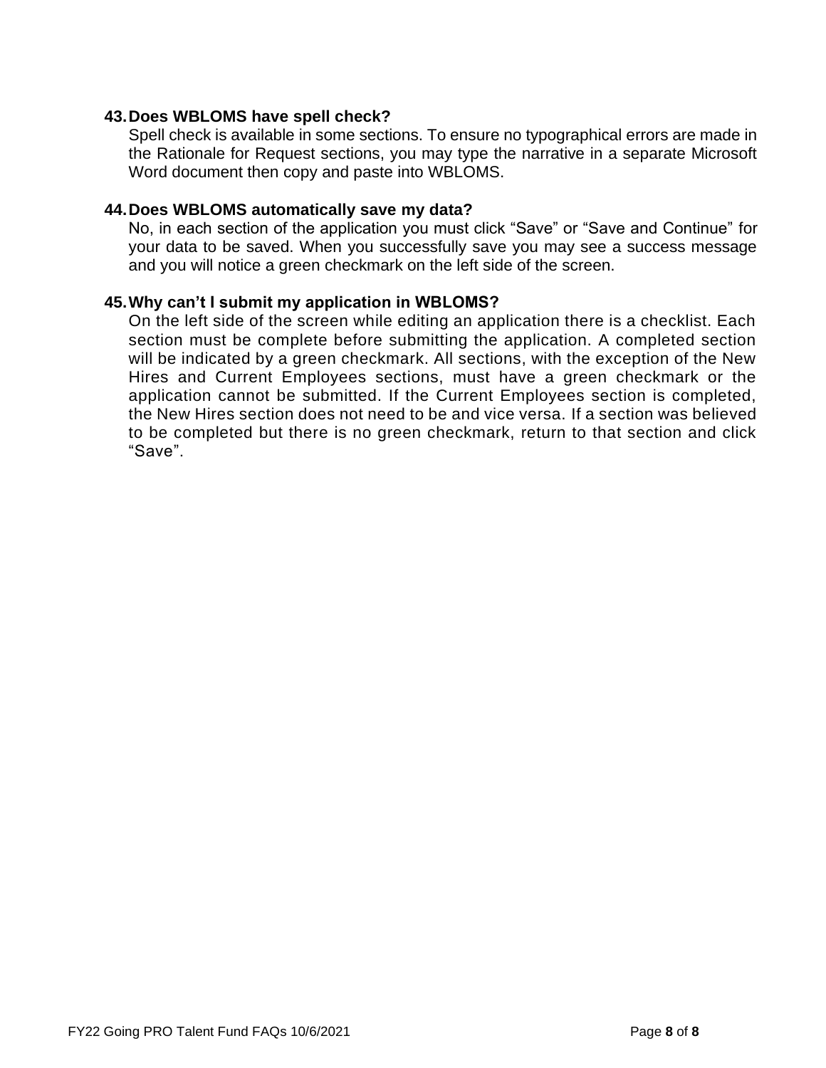**43. Does WBLOMS have spell check?**

Spell check is available in some sections. To ensure no typographical errors are made in the Rationale for Request sections, you may type the narrative in a separate Microsoft Word document then copy and paste into WBLOMS.

**44. Does WBLOMS automatically save my data?**

No, in each section of the application you must click "Save" or "Save and Continue" for your data to be saved. When you successfully save you may see a success message and you will notice a green checkmark on the left side of the screen.

**45. Why can't I submit my application in WBLOMS?**

On the left side of the screen while editing an application there is a checklist. Each section must be complete before submitting the application. A completed section will be indicated by a green checkmark. All sections, with the exception of the New Hires and Current Employees sections, must have a green checkmark or the application cannot be submitted. If the Current Employees section is completed, the New Hires section does not need to be and vice versa. If a section was believed to be completed but there is no green checkmark, return to that section and click "Save".